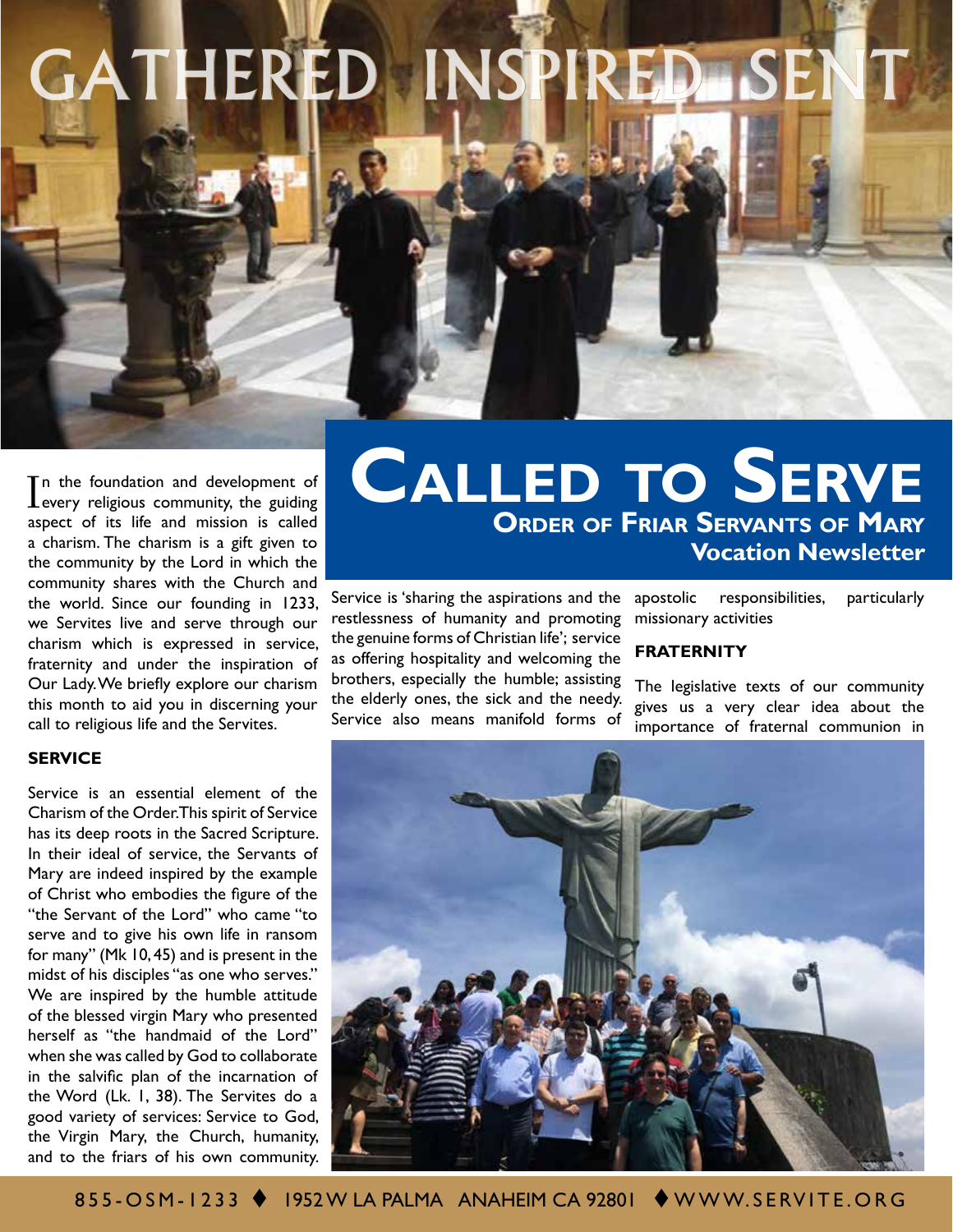# GATHERED INSPIRED SENT

# Called to Serve

## Order of Friar Servants of Mary

## Vocation Newsletter

In the foundation and development of every religious community, the guiding aspect of its life and mission is called a charism. The charism is a gift given to the community by the Lord in which the community shares with the Church and the world. Since our founding in 1233, we Servites live and serve through our charism which is expressed in service, fraternity and under the inspiration of Our Lady. We briefly explore our charism this month to aid you in discerning your call to religious life and the Servites.

### SERVICE

Service is an essential element of the Charism of the Order. This spirit of Service has its deep roots in the Sacred Scripture. In their ideal of service, the Servants of Mary are indeed inspired by the example of Christ who embodies the figure of the "the Servant of the Lord" who came "to serve and to give his own life in ransom for many" (Mk 10, 45) and is present in the midst of his disciples "as one who serves." We are inspired by the humble attitude of the blessed virgin Mary who presented herself as "the handmaid of the Lord" when she was called by God to collaborate in the salvific plan of the incarnation of the Word (Lk. 1, 38). The Servites do a good variety of services: Service to God, the Virgin Mary, the Church, humanity, and to the friars of his own community. Service is 'sharing the aspirations and the restlessness of humanity and promoting the genuine forms of Christian life'; service as offering hospitality and welcoming the brothers, especially the humble; assisting the elderly ones, the sick and the needy. Service also means manifold forms of apostolic responsibilities, particularly missionary activities

### FRATERNITY

The legislative texts of our community gives us a very clear idea about the importance of fraternal communion in

855-OSM-1233 ♦ 1952 W LA PALMA ANAHEIM CA 92801 ♦ WWW.SERVITE.ORG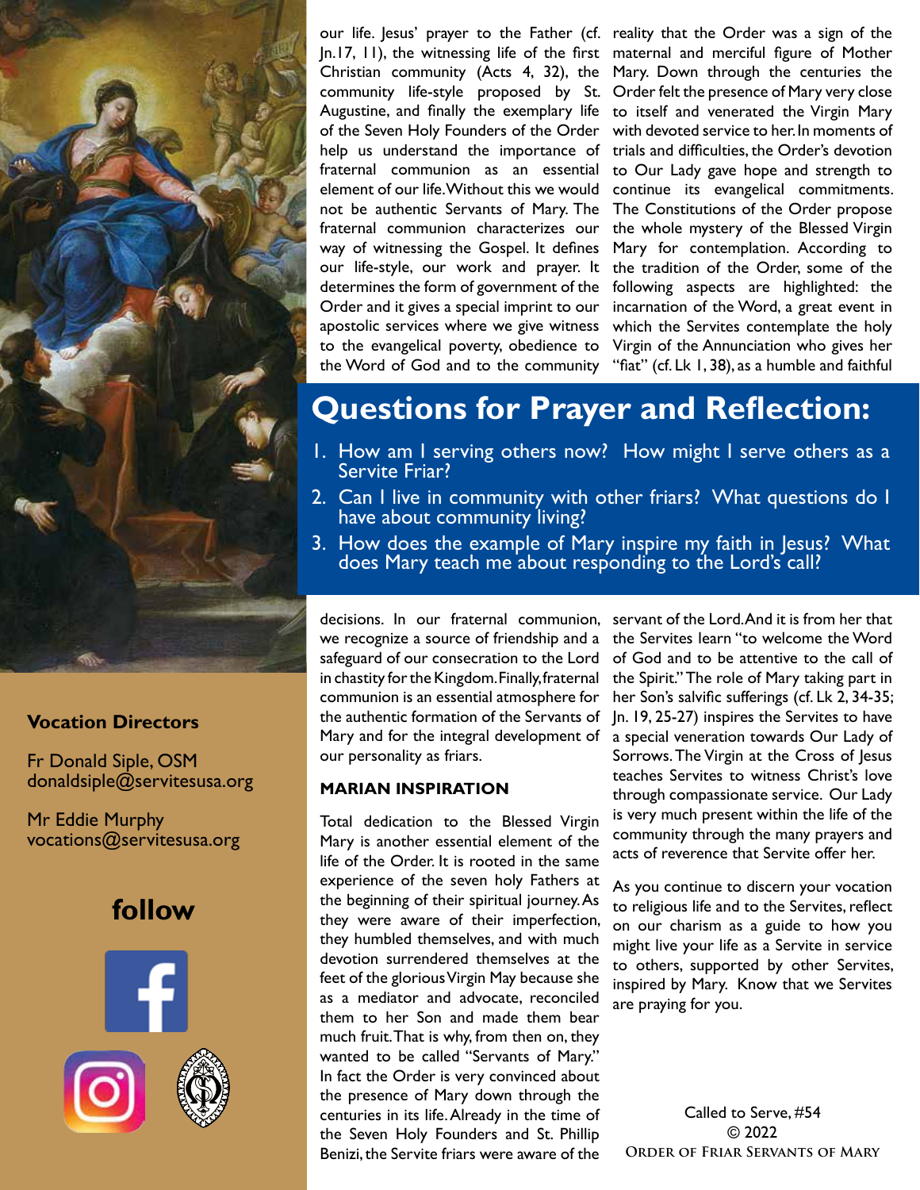our life. Jesus' prayer to the Father (cf. Jn.17, 11), the witnessing life of the first Christian community (Acts 4, 32), the community life-style proposed by St. Augustine, and finally the exemplary life of the Seven Holy Founders of the Order help us understand the importance of fraternal communion as an essential element of our life. Without this we would not be authentic Servants of Mary. The fraternal communion characterizes our way of witnessing the Gospel. It defines our life-style, our work and prayer. It determines the form of government of the Order and it gives a special imprint to our apostolic services where we give witness to the evangelical poverty, obedience to the Word of God and to the community decisions. In our fraternal communion, we recognize a source of friendship and a safeguard of our consecration to the Lord in chastity for the Kingdom. Finally, fraternal communion is an essential atmosphere for the authentic formation of the Servants of Mary and for the integral development of our personality as friars.

## Questions for Prayer and Reflection:

1. How am I serving others now? How might I serve others as a Servite Friar?
2. Can I live in community with other friars? What questions do I have about community living?
3. How does the example of Mary inspire my faith in Jesus? What does Mary teach me about responding to the Lord's call?

### MARIAN INSPIRATION

Total dedication to the Blessed Virgin Mary is another essential element of the life of the Order. It is rooted in the same experience of the seven holy Fathers at the beginning of their spiritual journey. As they were aware of their imperfection, they humbled themselves, and with much devotion surrendered themselves at the feet of the glorious Virgin May because she as a mediator and advocate, reconciled them to her Son and made them bear much fruit. That is why, from then on, they wanted to be called "Servants of Mary." In fact the Order is very convinced about the presence of Mary down through the centuries in its life. Already in the time of the Seven Holy Founders and St. Phillip Benizi, the Servite friars were aware of the reality that the Order was a sign of the maternal and merciful figure of Mother Mary. Down through the centuries the Order felt the presence of Mary very close to itself and venerated the Virgin Mary with devoted service to her. In moments of trials and difficulties, the Order's devotion to Our Lady gave hope and strength to continue its evangelical commitments. The Constitutions of the Order propose the whole mystery of the Blessed Virgin Mary for contemplation. According to the tradition of the Order, some of the following aspects are highlighted: the incarnation of the Word, a great event in which the Servites contemplate the holy Virgin of the Annunciation who gives her "fiat" (cf. Lk 1, 38), as a humble and faithful servant of the Lord. And it is from her that the Servites learn "to welcome the Word of God and to be attentive to the call of the Spirit." The role of Mary taking part in her Son's salvific sufferings (cf. Lk 2, 34-35; Jn. 19, 25-27) inspires the Servites to have a special veneration towards Our Lady of Sorrows. The Virgin at the Cross of Jesus teaches Servites to witness Christ's love through compassionate service. Our Lady is very much present within the life of the community through the many prayers and acts of reverence that Servite offer her.

As you continue to discern your vocation to religious life and to the Servites, reflect on our charism as a guide to how you might live your life as a Servite in service to others, supported by other Servites, inspired by Mary. Know that we Servites are praying for you.

**Vocation Directors**

Fr Donald Siple, OSM
donaldsiple@servitesusa.org

Mr Eddie Murphy
vocations@servitesusa.org

**follow**

Called to Serve, #54
© 2022
Order of Friar Servants of Mary